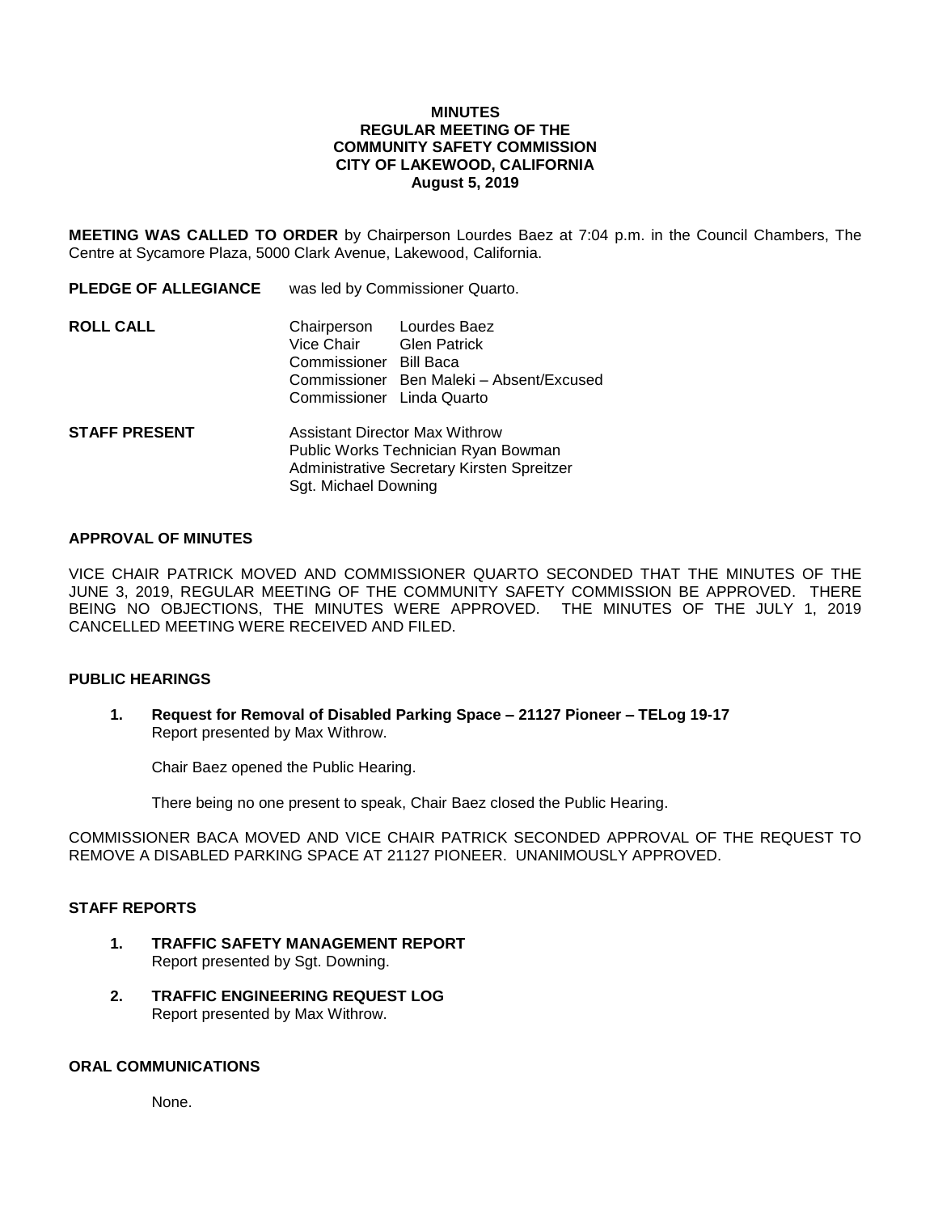# MINUTES
## REGULAR MEETING OF THE COMMUNITY SAFETY COMMISSION
## CITY OF LAKEWOOD, CALIFORNIA
## August 5, 2019

**MEETING WAS CALLED TO ORDER** by Chairperson Lourdes Baez at 7:04 p.m. in the Council Chambers, The Centre at Sycamore Plaza, 5000 Clark Avenue, Lakewood, California.

**PLEDGE OF ALLEGIANCE** was led by Commissioner Quarto.

**ROLL CALL**

Chairperson Lourdes Baez
Vice Chair Glen Patrick
Commissioner Bill Baca
Commissioner Ben Maleki – Absent/Excused
Commissioner Linda Quarto

**STAFF PRESENT**

Assistant Director Max Withrow
Public Works Technician Ryan Bowman
Administrative Secretary Kirsten Spreitzer
Sgt. Michael Downing

**APPROVAL OF MINUTES**

VICE CHAIR PATRICK MOVED AND COMMISSIONER QUARTO SECONDED THAT THE MINUTES OF THE JUNE 3, 2019, REGULAR MEETING OF THE COMMUNITY SAFETY COMMISSION BE APPROVED. THERE BEING NO OBJECTIONS, THE MINUTES WERE APPROVED. THE MINUTES OF THE JULY 1, 2019 CANCELLED MEETING WERE RECEIVED AND FILED.

**PUBLIC HEARINGS**

1. **Request for Removal of Disabled Parking Space – 21127 Pioneer – TELog 19-17**
   Report presented by Max Withrow.

   Chair Baez opened the Public Hearing.

   There being no one present to speak, Chair Baez closed the Public Hearing.

COMMISSIONER BACA MOVED AND VICE CHAIR PATRICK SECONDED APPROVAL OF THE REQUEST TO REMOVE A DISABLED PARKING SPACE AT 21127 PIONEER. UNANIMOUSLY APPROVED.

**STAFF REPORTS**

1. **TRAFFIC SAFETY MANAGEMENT REPORT**
   Report presented by Sgt. Downing.

2. **TRAFFIC ENGINEERING REQUEST LOG**
   Report presented by Max Withrow.

**ORAL COMMUNICATIONS**

None.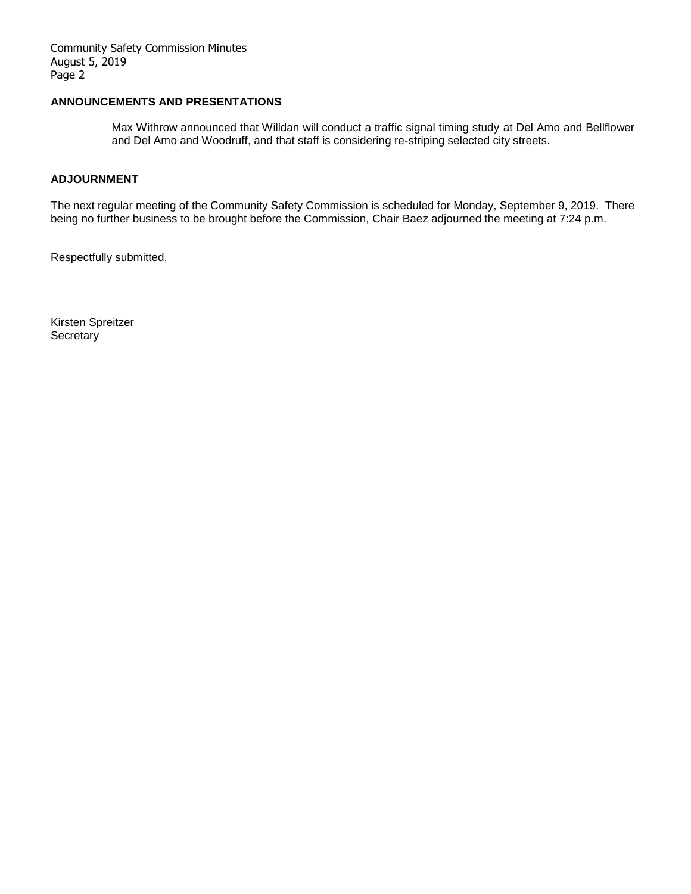## ANNOUNCEMENTS AND PRESENTATIONS

Max Withrow announced that Willdan will conduct a traffic signal timing study at Del Amo and Bellflower and Del Amo and Woodruff, and that staff is considering re-striping selected city streets.

## ADJOURNMENT

The next regular meeting of the Community Safety Commission is scheduled for Monday, September 9, 2019. There being no further business to be brought before the Commission, Chair Baez adjourned the meeting at 7:24 p.m.

Respectfully submitted,

Kirsten Spreitzer
Secretary